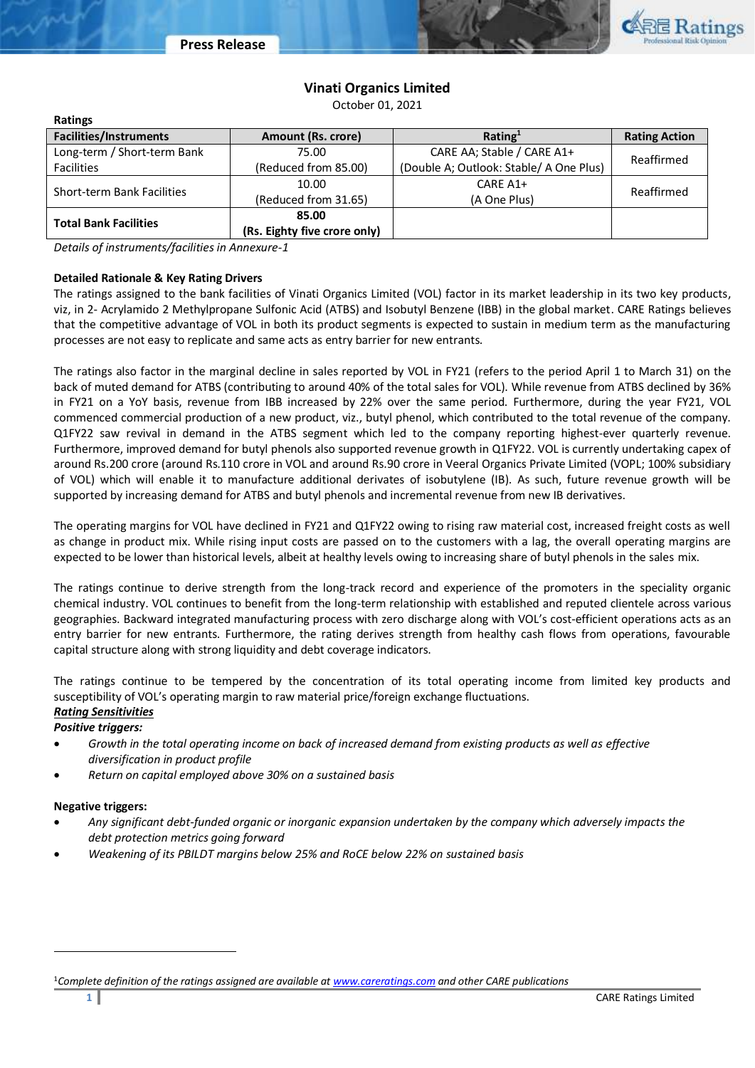# Vinati Organics Limited

October 01, 2021

**Ratings**

| Facilities/Instruments | Amount (Rs. crore) | Rating[1] | Rating Action |
|---|---|---|---|
| Long-term / Short-term Bank Facilities | 75.00<br>(Reduced from 85.00) | CARE AA; Stable / CARE A1+<br>(Double A; Outlook: Stable/ A One Plus) | Reaffirmed |
| Short-term Bank Facilities | 10.00<br>(Reduced from 31.65) | CARE A1+<br>(A One Plus) | Reaffirmed |
| **Total Bank Facilities** | **85.00**<br>**(Rs. Eighty five crore only)** | | |

*Details of instruments/facilities in Annexure-1*

**Detailed Rationale & Key Rating Drivers**

The ratings assigned to the bank facilities of Vinati Organics Limited (VOL) factor in its market leadership in its two key products, viz, in 2- Acrylamido 2 Methylpropane Sulfonic Acid (ATBS) and Isobutyl Benzene (IBB) in the global market. CARE Ratings believes that the competitive advantage of VOL in both its product segments is expected to sustain in medium term as the manufacturing processes are not easy to replicate and same acts as entry barrier for new entrants.

The ratings also factor in the marginal decline in sales reported by VOL in FY21 (refers to the period April 1 to March 31) on the back of muted demand for ATBS (contributing to around 40% of the total sales for VOL). While revenue from ATBS declined by 36% in FY21 on a YoY basis, revenue from IBB increased by 22% over the same period. Furthermore, during the year FY21, VOL commenced commercial production of a new product, viz., butyl phenol, which contributed to the total revenue of the company. Q1FY22 saw revival in demand in the ATBS segment which led to the company reporting highest-ever quarterly revenue. Furthermore, improved demand for butyl phenols also supported revenue growth in Q1FY22. VOL is currently undertaking capex of around Rs.200 crore (around Rs.110 crore in VOL and around Rs.90 crore in Veeral Organics Private Limited (VOPL; 100% subsidiary of VOL) which will enable it to manufacture additional derivates of isobutylene (IB). As such, future revenue growth will be supported by increasing demand for ATBS and butyl phenols and incremental revenue from new IB derivatives.

The operating margins for VOL have declined in FY21 and Q1FY22 owing to rising raw material cost, increased freight costs as well as change in product mix. While rising input costs are passed on to the customers with a lag, the overall operating margins are expected to be lower than historical levels, albeit at healthy levels owing to increasing share of butyl phenols in the sales mix.

The ratings continue to derive strength from the long-track record and experience of the promoters in the speciality organic chemical industry. VOL continues to benefit from the long-term relationship with established and reputed clientele across various geographies. Backward integrated manufacturing process with zero discharge along with VOL's cost-efficient operations acts as an entry barrier for new entrants. Furthermore, the rating derives strength from healthy cash flows from operations, favourable capital structure along with strong liquidity and debt coverage indicators.

The ratings continue to be tempered by the concentration of its total operating income from limited key products and susceptibility of VOL's operating margin to raw material price/foreign exchange fluctuations.

***Rating Sensitivities***

***Positive triggers:***

- *Growth in the total operating income on back of increased demand from existing products as well as effective diversification in product profile*
- *Return on capital employed above 30% on a sustained basis*

**Negative triggers:**

- *Any significant debt-funded organic or inorganic expansion undertaken by the company which adversely impacts the debt protection metrics going forward*
- *Weakening of its PBILDT margins below 25% and RoCE below 22% on sustained basis*

[1]*Complete definition of the ratings assigned are available at www.careratings.com and other CARE publications*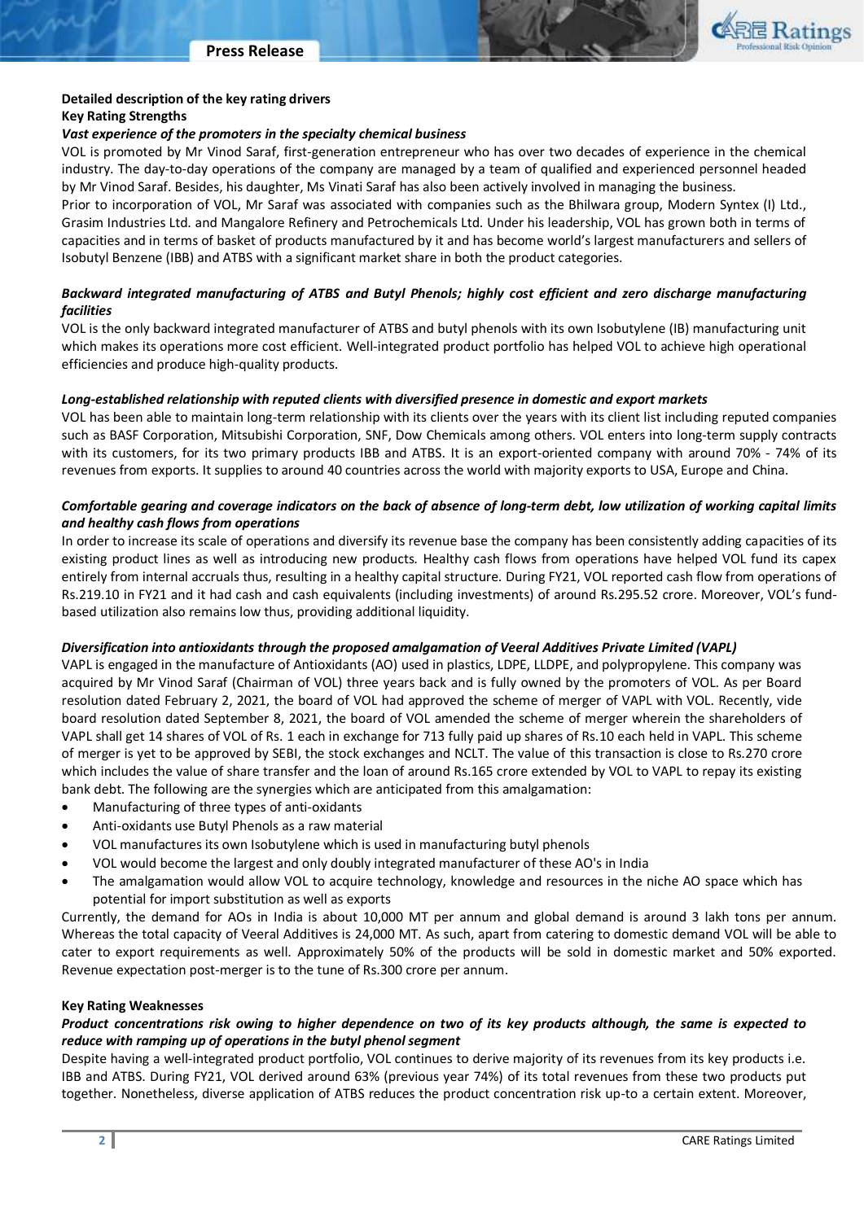**Detailed description of the key rating drivers**

**Key Rating Strengths**

***Vast experience of the promoters in the specialty chemical business***

VOL is promoted by Mr Vinod Saraf, first-generation entrepreneur who has over two decades of experience in the chemical industry. The day-to-day operations of the company are managed by a team of qualified and experienced personnel headed by Mr Vinod Saraf. Besides, his daughter, Ms Vinati Saraf has also been actively involved in managing the business.

Prior to incorporation of VOL, Mr Saraf was associated with companies such as the Bhilwara group, Modern Syntex (I) Ltd., Grasim Industries Ltd. and Mangalore Refinery and Petrochemicals Ltd. Under his leadership, VOL has grown both in terms of capacities and in terms of basket of products manufactured by it and has become world's largest manufacturers and sellers of Isobutyl Benzene (IBB) and ATBS with a significant market share in both the product categories.

***Backward integrated manufacturing of ATBS and Butyl Phenols; highly cost efficient and zero discharge manufacturing facilities***

VOL is the only backward integrated manufacturer of ATBS and butyl phenols with its own Isobutylene (IB) manufacturing unit which makes its operations more cost efficient. Well-integrated product portfolio has helped VOL to achieve high operational efficiencies and produce high-quality products.

***Long-established relationship with reputed clients with diversified presence in domestic and export markets***

VOL has been able to maintain long-term relationship with its clients over the years with its client list including reputed companies such as BASF Corporation, Mitsubishi Corporation, SNF, Dow Chemicals among others. VOL enters into long-term supply contracts with its customers, for its two primary products IBB and ATBS. It is an export-oriented company with around 70% - 74% of its revenues from exports. It supplies to around 40 countries across the world with majority exports to USA, Europe and China.

***Comfortable gearing and coverage indicators on the back of absence of long-term debt, low utilization of working capital limits and healthy cash flows from operations***

In order to increase its scale of operations and diversify its revenue base the company has been consistently adding capacities of its existing product lines as well as introducing new products. Healthy cash flows from operations have helped VOL fund its capex entirely from internal accruals thus, resulting in a healthy capital structure. During FY21, VOL reported cash flow from operations of Rs.219.10 in FY21 and it had cash and cash equivalents (including investments) of around Rs.295.52 crore. Moreover, VOL's fund-based utilization also remains low thus, providing additional liquidity.

***Diversification into antioxidants through the proposed amalgamation of Veeral Additives Private Limited (VAPL)***

VAPL is engaged in the manufacture of Antioxidants (AO) used in plastics, LDPE, LLDPE, and polypropylene. This company was acquired by Mr Vinod Saraf (Chairman of VOL) three years back and is fully owned by the promoters of VOL. As per Board resolution dated February 2, 2021, the board of VOL had approved the scheme of merger of VAPL with VOL. Recently, vide board resolution dated September 8, 2021, the board of VOL amended the scheme of merger wherein the shareholders of VAPL shall get 14 shares of VOL of Rs. 1 each in exchange for 713 fully paid up shares of Rs.10 each held in VAPL. This scheme of merger is yet to be approved by SEBI, the stock exchanges and NCLT. The value of this transaction is close to Rs.270 crore which includes the value of share transfer and the loan of around Rs.165 crore extended by VOL to VAPL to repay its existing bank debt. The following are the synergies which are anticipated from this amalgamation:

- Manufacturing of three types of anti-oxidants
- Anti-oxidants use Butyl Phenols as a raw material
- VOL manufactures its own Isobutylene which is used in manufacturing butyl phenols
- VOL would become the largest and only doubly integrated manufacturer of these AO's in India
- The amalgamation would allow VOL to acquire technology, knowledge and resources in the niche AO space which has potential for import substitution as well as exports

Currently, the demand for AOs in India is about 10,000 MT per annum and global demand is around 3 lakh tons per annum. Whereas the total capacity of Veeral Additives is 24,000 MT. As such, apart from catering to domestic demand VOL will be able to cater to export requirements as well. Approximately 50% of the products will be sold in domestic market and 50% exported. Revenue expectation post-merger is to the tune of Rs.300 crore per annum.

**Key Rating Weaknesses**

***Product concentrations risk owing to higher dependence on two of its key products although, the same is expected to reduce with ramping up of operations in the butyl phenol segment***

Despite having a well-integrated product portfolio, VOL continues to derive majority of its revenues from its key products i.e. IBB and ATBS. During FY21, VOL derived around 63% (previous year 74%) of its total revenues from these two products put together. Nonetheless, diverse application of ATBS reduces the product concentration risk up-to a certain extent. Moreover,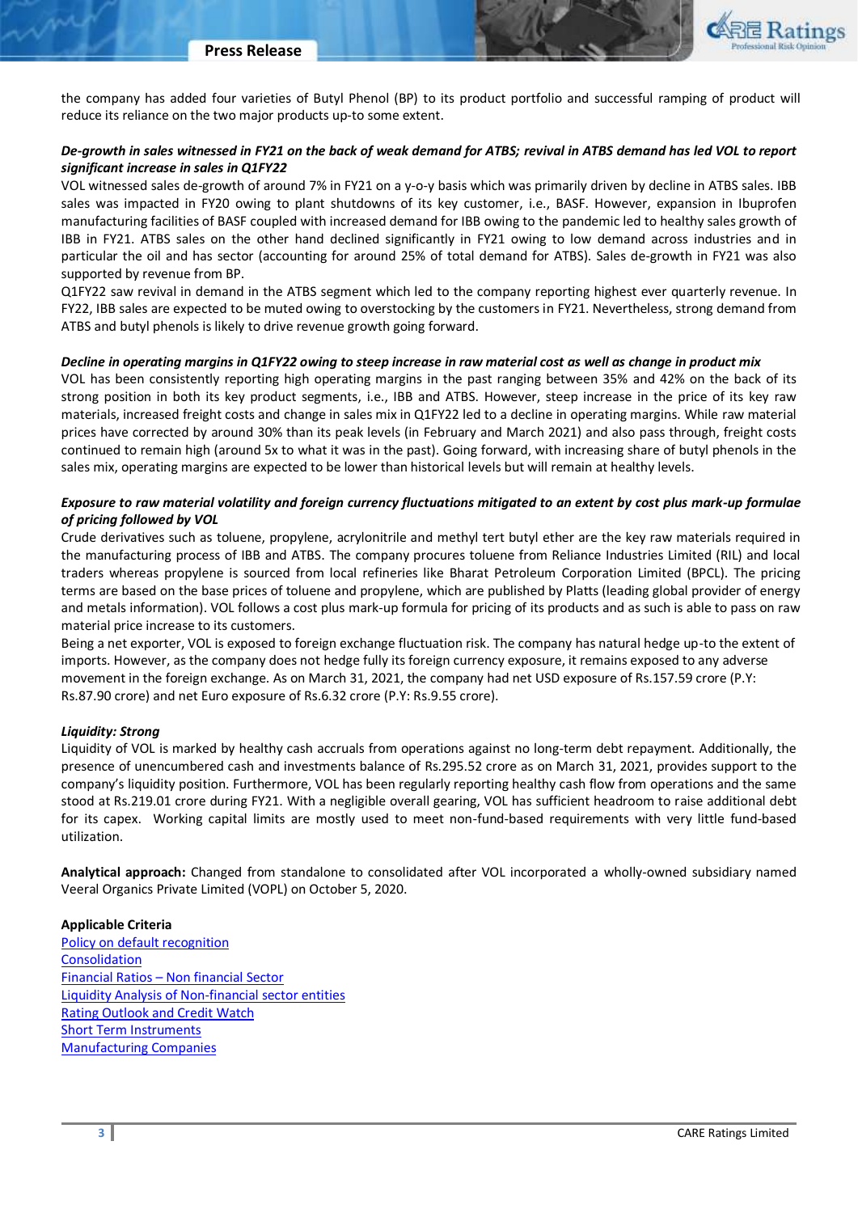the company has added four varieties of Butyl Phenol (BP) to its product portfolio and successful ramping of product will reduce its reliance on the two major products up-to some extent.

***De-growth in sales witnessed in FY21 on the back of weak demand for ATBS; revival in ATBS demand has led VOL to report significant increase in sales in Q1FY22***

VOL witnessed sales de-growth of around 7% in FY21 on a y-o-y basis which was primarily driven by decline in ATBS sales. IBB sales was impacted in FY20 owing to plant shutdowns of its key customer, i.e., BASF. However, expansion in Ibuprofen manufacturing facilities of BASF coupled with increased demand for IBB owing to the pandemic led to healthy sales growth of IBB in FY21. ATBS sales on the other hand declined significantly in FY21 owing to low demand across industries and in particular the oil and has sector (accounting for around 25% of total demand for ATBS). Sales de-growth in FY21 was also supported by revenue from BP.

Q1FY22 saw revival in demand in the ATBS segment which led to the company reporting highest ever quarterly revenue. In FY22, IBB sales are expected to be muted owing to overstocking by the customers in FY21. Nevertheless, strong demand from ATBS and butyl phenols is likely to drive revenue growth going forward.

***Decline in operating margins in Q1FY22 owing to steep increase in raw material cost as well as change in product mix***

VOL has been consistently reporting high operating margins in the past ranging between 35% and 42% on the back of its strong position in both its key product segments, i.e., IBB and ATBS. However, steep increase in the price of its key raw materials, increased freight costs and change in sales mix in Q1FY22 led to a decline in operating margins. While raw material prices have corrected by around 30% than its peak levels (in February and March 2021) and also pass through, freight costs continued to remain high (around 5x to what it was in the past). Going forward, with increasing share of butyl phenols in the sales mix, operating margins are expected to be lower than historical levels but will remain at healthy levels.

***Exposure to raw material volatility and foreign currency fluctuations mitigated to an extent by cost plus mark-up formulae of pricing followed by VOL***

Crude derivatives such as toluene, propylene, acrylonitrile and methyl tert butyl ether are the key raw materials required in the manufacturing process of IBB and ATBS. The company procures toluene from Reliance Industries Limited (RIL) and local traders whereas propylene is sourced from local refineries like Bharat Petroleum Corporation Limited (BPCL). The pricing terms are based on the base prices of toluene and propylene, which are published by Platts (leading global provider of energy and metals information). VOL follows a cost plus mark-up formula for pricing of its products and as such is able to pass on raw material price increase to its customers.

Being a net exporter, VOL is exposed to foreign exchange fluctuation risk. The company has natural hedge up-to the extent of imports. However, as the company does not hedge fully its foreign currency exposure, it remains exposed to any adverse movement in the foreign exchange. As on March 31, 2021, the company had net USD exposure of Rs.157.59 crore (P.Y: Rs.87.90 crore) and net Euro exposure of Rs.6.32 crore (P.Y: Rs.9.55 crore).

***Liquidity: Strong***

Liquidity of VOL is marked by healthy cash accruals from operations against no long-term debt repayment. Additionally, the presence of unencumbered cash and investments balance of Rs.295.52 crore as on March 31, 2021, provides support to the company's liquidity position. Furthermore, VOL has been regularly reporting healthy cash flow from operations and the same stood at Rs.219.01 crore during FY21. With a negligible overall gearing, VOL has sufficient headroom to raise additional debt for its capex. Working capital limits are mostly used to meet non-fund-based requirements with very little fund-based utilization.

**Analytical approach:** Changed from standalone to consolidated after VOL incorporated a wholly-owned subsidiary named Veeral Organics Private Limited (VOPL) on October 5, 2020.

**Applicable Criteria**

Policy on default recognition
Consolidation
Financial Ratios – Non financial Sector
Liquidity Analysis of Non-financial sector entities
Rating Outlook and Credit Watch
Short Term Instruments
Manufacturing Companies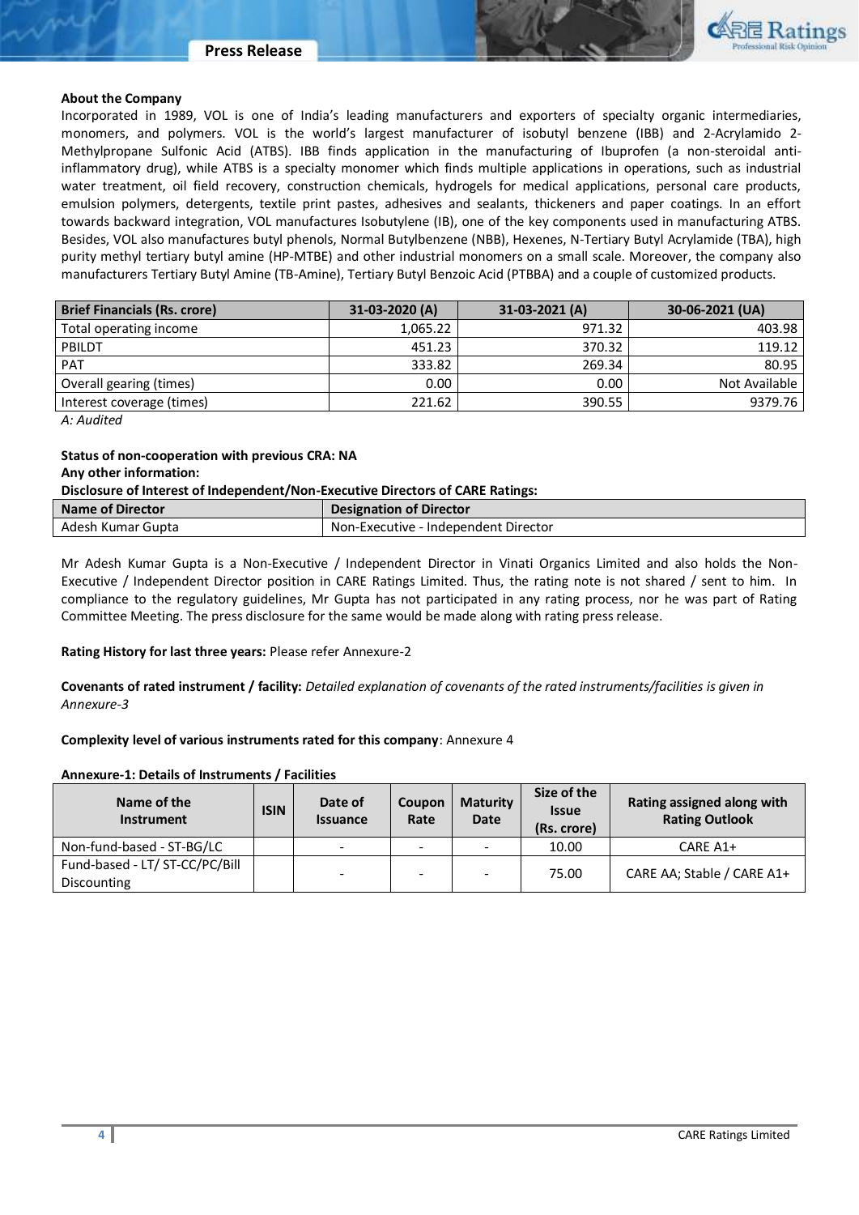**About the Company**

Incorporated in 1989, VOL is one of India's leading manufacturers and exporters of specialty organic intermediaries, monomers, and polymers. VOL is the world's largest manufacturer of isobutyl benzene (IBB) and 2-Acrylamido 2-Methylpropane Sulfonic Acid (ATBS). IBB finds application in the manufacturing of Ibuprofen (a non-steroidal anti-inflammatory drug), while ATBS is a specialty monomer which finds multiple applications in operations, such as industrial water treatment, oil field recovery, construction chemicals, hydrogels for medical applications, personal care products, emulsion polymers, detergents, textile print pastes, adhesives and sealants, thickeners and paper coatings. In an effort towards backward integration, VOL manufactures Isobutylene (IB), one of the key components used in manufacturing ATBS. Besides, VOL also manufactures butyl phenols, Normal Butylbenzene (NBB), Hexenes, N-Tertiary Butyl Acrylamide (TBA), high purity methyl tertiary butyl amine (HP-MTBE) and other industrial monomers on a small scale. Moreover, the company also manufacturers Tertiary Butyl Amine (TB-Amine), Tertiary Butyl Benzoic Acid (PTBBA) and a couple of customized products.

| Brief Financials (Rs. crore) | 31-03-2020 (A) | 31-03-2021 (A) | 30-06-2021 (UA) |
|---|---|---|---|
| Total operating income | 1,065.22 | 971.32 | 403.98 |
| PBILDT | 451.23 | 370.32 | 119.12 |
| PAT | 333.82 | 269.34 | 80.95 |
| Overall gearing (times) | 0.00 | 0.00 | Not Available |
| Interest coverage (times) | 221.62 | 390.55 | 9379.76 |

*A: Audited*

**Status of non-cooperation with previous CRA: NA**

**Any other information:**

**Disclosure of Interest of Independent/Non-Executive Directors of CARE Ratings:**

| Name of Director | Designation of Director |
|---|---|
| Adesh Kumar Gupta | Non-Executive - Independent Director |

Mr Adesh Kumar Gupta is a Non-Executive / Independent Director in Vinati Organics Limited and also holds the Non-Executive / Independent Director position in CARE Ratings Limited. Thus, the rating note is not shared / sent to him. In compliance to the regulatory guidelines, Mr Gupta has not participated in any rating process, nor he was part of Rating Committee Meeting. The press disclosure for the same would be made along with rating press release.

**Rating History for last three years:** Please refer Annexure-2

**Covenants of rated instrument / facility:** *Detailed explanation of covenants of the rated instruments/facilities is given in Annexure-3*

**Complexity level of various instruments rated for this company**: Annexure 4

**Annexure-1: Details of Instruments / Facilities**

| Name of the Instrument | ISIN | Date of Issuance | Coupon Rate | Maturity Date | Size of the Issue (Rs. crore) | Rating assigned along with Rating Outlook |
|---|---|---|---|---|---|---|
| Non-fund-based - ST-BG/LC | | - | - | - | 10.00 | CARE A1+ |
| Fund-based - LT/ ST-CC/PC/Bill Discounting | | - | - | - | 75.00 | CARE AA; Stable / CARE A1+ |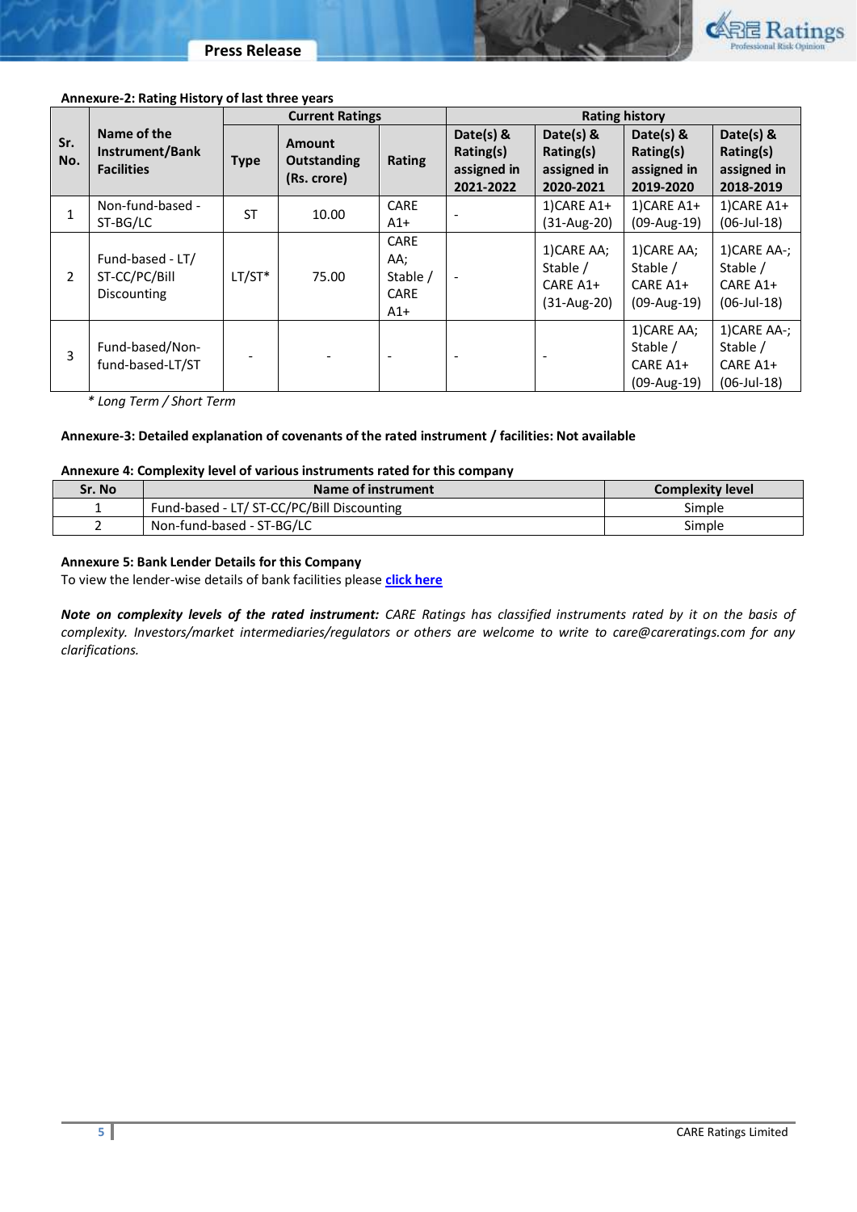**Annexure-2: Rating History of last three years**

| Sr. No. | Name of the Instrument/Bank Facilities | Current Ratings | | | Rating history | | | |
|---|---|---|---|---|---|---|---|---|
| | | Type | Amount Outstanding (Rs. crore) | Rating | Date(s) & Rating(s) assigned in 2021-2022 | Date(s) & Rating(s) assigned in 2020-2021 | Date(s) & Rating(s) assigned in 2019-2020 | Date(s) & Rating(s) assigned in 2018-2019 |
| 1 | Non-fund-based - ST-BG/LC | ST | 10.00 | CARE A1+ | - | 1)CARE A1+ (31-Aug-20) | 1)CARE A1+ (09-Aug-19) | 1)CARE A1+ (06-Jul-18) |
| 2 | Fund-based - LT/ ST-CC/PC/Bill Discounting | LT/ST* | 75.00 | CARE AA; Stable / CARE A1+ | - | 1)CARE AA; Stable / CARE A1+ (31-Aug-20) | 1)CARE AA; Stable / CARE A1+ (09-Aug-19) | 1)CARE AA-; Stable / CARE A1+ (06-Jul-18) |
| 3 | Fund-based/Non-fund-based-LT/ST | - | - | - | - | - | 1)CARE AA; Stable / CARE A1+ (09-Aug-19) | 1)CARE AA-; Stable / CARE A1+ (06-Jul-18) |

*\* Long Term / Short Term*

**Annexure-3: Detailed explanation of covenants of the rated instrument / facilities: Not available**

**Annexure 4: Complexity level of various instruments rated for this company**

| Sr. No | Name of instrument | Complexity level |
|---|---|---|
| 1 | Fund-based - LT/ ST-CC/PC/Bill Discounting | Simple |
| 2 | Non-fund-based - ST-BG/LC | Simple |

**Annexure 5: Bank Lender Details for this Company**

To view the lender-wise details of bank facilities please **click here**

***Note on complexity levels of the rated instrument:*** *CARE Ratings has classified instruments rated by it on the basis of complexity. Investors/market intermediaries/regulators or others are welcome to write to care@careratings.com for any clarifications.*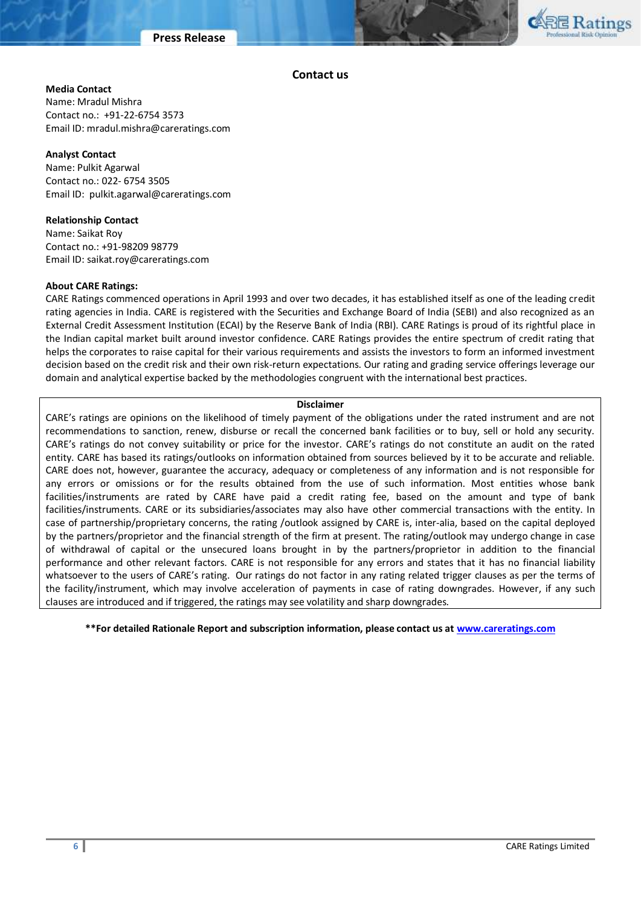## Contact us

**Media Contact**
Name: Mradul Mishra
Contact no.: +91-22-6754 3573
Email ID: mradul.mishra@careratings.com

**Analyst Contact**
Name: Pulkit Agarwal
Contact no.: 022- 6754 3505
Email ID: pulkit.agarwal@careratings.com

**Relationship Contact**
Name: Saikat Roy
Contact no.: +91-98209 98779
Email ID: saikat.roy@careratings.com

**About CARE Ratings:**
CARE Ratings commenced operations in April 1993 and over two decades, it has established itself as one of the leading credit rating agencies in India. CARE is registered with the Securities and Exchange Board of India (SEBI) and also recognized as an External Credit Assessment Institution (ECAI) by the Reserve Bank of India (RBI). CARE Ratings is proud of its rightful place in the Indian capital market built around investor confidence. CARE Ratings provides the entire spectrum of credit rating that helps the corporates to raise capital for their various requirements and assists the investors to form an informed investment decision based on the credit risk and their own risk-return expectations. Our rating and grading service offerings leverage our domain and analytical expertise backed by the methodologies congruent with the international best practices.

**Disclaimer**

CARE's ratings are opinions on the likelihood of timely payment of the obligations under the rated instrument and are not recommendations to sanction, renew, disburse or recall the concerned bank facilities or to buy, sell or hold any security. CARE's ratings do not convey suitability or price for the investor. CARE's ratings do not constitute an audit on the rated entity. CARE has based its ratings/outlooks on information obtained from sources believed by it to be accurate and reliable. CARE does not, however, guarantee the accuracy, adequacy or completeness of any information and is not responsible for any errors or omissions or for the results obtained from the use of such information. Most entities whose bank facilities/instruments are rated by CARE have paid a credit rating fee, based on the amount and type of bank facilities/instruments. CARE or its subsidiaries/associates may also have other commercial transactions with the entity. In case of partnership/proprietary concerns, the rating /outlook assigned by CARE is, inter-alia, based on the capital deployed by the partners/proprietor and the financial strength of the firm at present. The rating/outlook may undergo change in case of withdrawal of capital or the unsecured loans brought in by the partners/proprietor in addition to the financial performance and other relevant factors. CARE is not responsible for any errors and states that it has no financial liability whatsoever to the users of CARE's rating. Our ratings do not factor in any rating related trigger clauses as per the terms of the facility/instrument, which may involve acceleration of payments in case of rating downgrades. However, if any such clauses are introduced and if triggered, the ratings may see volatility and sharp downgrades.

**For detailed Rationale Report and subscription information, please contact us at [www.careratings.com](http://www.careratings.com)**